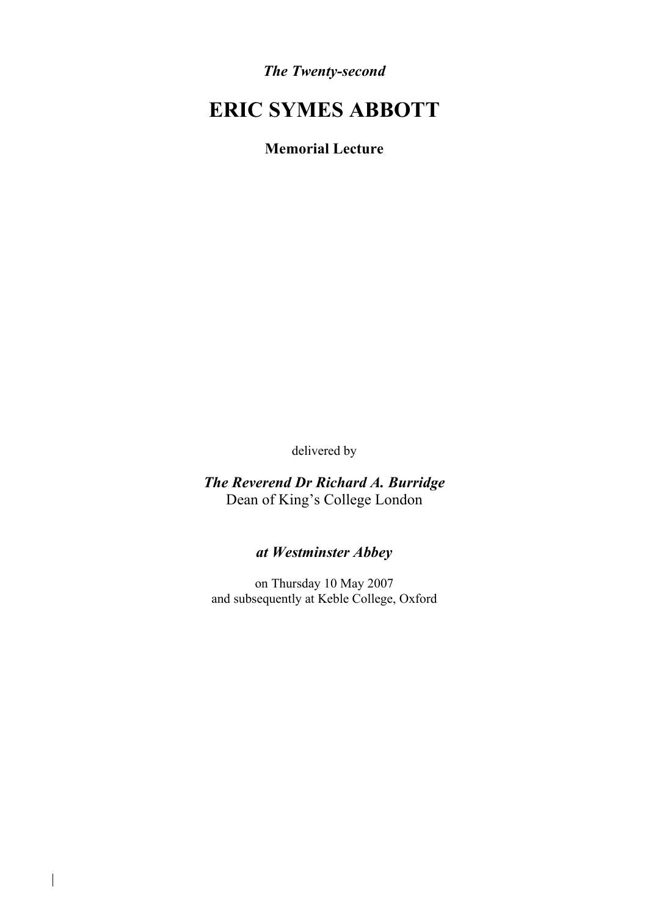***The Twenty-second***

# ERIC SYMES ABBOTT

**Memorial Lecture**

delivered by

***The Reverend Dr Richard A. Burridge***
Dean of King's College London

***at Westminster Abbey***

on Thursday 10 May 2007
and subsequently at Keble College, Oxford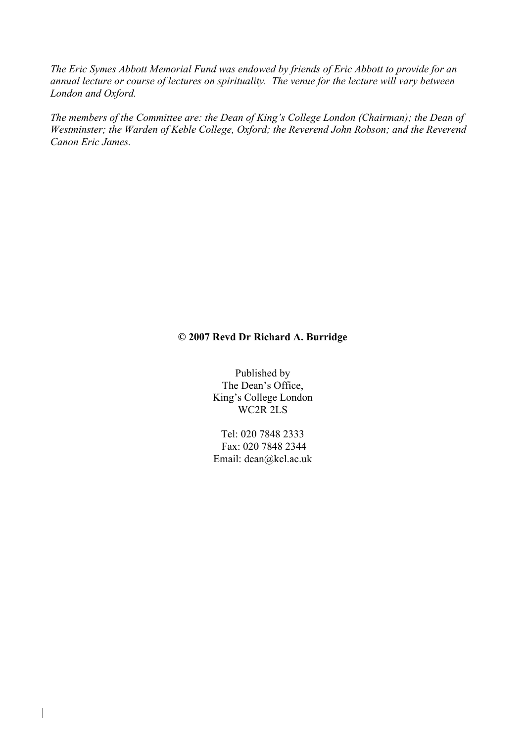*The Eric Symes Abbott Memorial Fund was endowed by friends of Eric Abbott to provide for an annual lecture or course of lectures on spirituality. The venue for the lecture will vary between London and Oxford.*

*The members of the Committee are: the Dean of King's College London (Chairman); the Dean of Westminster; the Warden of Keble College, Oxford; the Reverend John Robson; and the Reverend Canon Eric James.*

**© 2007 Revd Dr Richard A. Burridge**

Published by
The Dean's Office,
King's College London
WC2R 2LS

Tel: 020 7848 2333
Fax: 020 7848 2344
Email: dean@kcl.ac.uk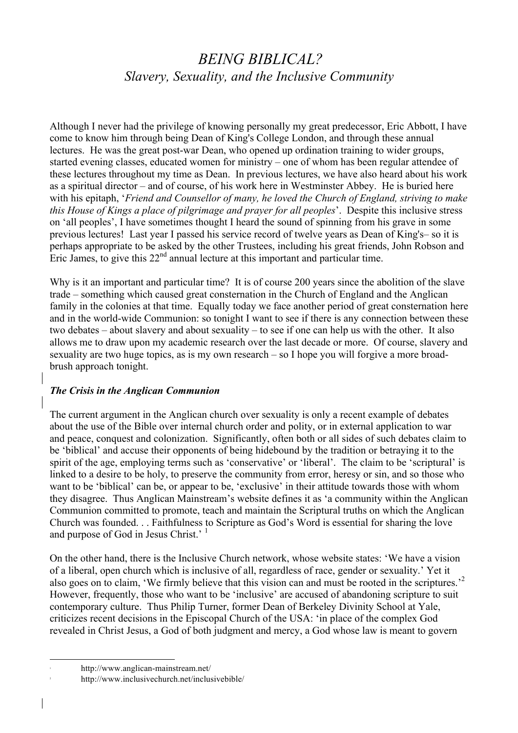# *BEING BIBLICAL?*
## *Slavery, Sexuality, and the Inclusive Community*

Although I never had the privilege of knowing personally my great predecessor, Eric Abbott, I have come to know him through being Dean of King's College London, and through these annual lectures. He was the great post-war Dean, who opened up ordination training to wider groups, started evening classes, educated women for ministry – one of whom has been regular attendee of these lectures throughout my time as Dean. In previous lectures, we have also heard about his work as a spiritual director – and of course, of his work here in Westminster Abbey. He is buried here with his epitaph, '*Friend and Counsellor of many, he loved the Church of England, striving to make this House of Kings a place of pilgrimage and prayer for all peoples*'. Despite this inclusive stress on 'all peoples', I have sometimes thought I heard the sound of spinning from his grave in some previous lectures! Last year I passed his service record of twelve years as Dean of King's– so it is perhaps appropriate to be asked by the other Trustees, including his great friends, John Robson and Eric James, to give this 22nd annual lecture at this important and particular time.

Why is it an important and particular time? It is of course 200 years since the abolition of the slave trade – something which caused great consternation in the Church of England and the Anglican family in the colonies at that time. Equally today we face another period of great consternation here and in the world-wide Communion: so tonight I want to see if there is any connection between these two debates – about slavery and about sexuality – to see if one can help us with the other. It also allows me to draw upon my academic research over the last decade or more. Of course, slavery and sexuality are two huge topics, as is my own research – so I hope you will forgive a more broad-brush approach tonight.

### *The Crisis in the Anglican Communion*

The current argument in the Anglican church over sexuality is only a recent example of debates about the use of the Bible over internal church order and polity, or in external application to war and peace, conquest and colonization. Significantly, often both or all sides of such debates claim to be 'biblical' and accuse their opponents of being hidebound by the tradition or betraying it to the spirit of the age, employing terms such as 'conservative' or 'liberal'. The claim to be 'scriptural' is linked to a desire to be holy, to preserve the community from error, heresy or sin, and so those who want to be 'biblical' can be, or appear to be, 'exclusive' in their attitude towards those with whom they disagree. Thus Anglican Mainstream's website defines it as 'a community within the Anglican Communion committed to promote, teach and maintain the Scriptural truths on which the Anglican Church was founded. . . Faithfulness to Scripture as God's Word is essential for sharing the love and purpose of God in Jesus Christ.' [1]

On the other hand, there is the Inclusive Church network, whose website states: 'We have a vision of a liberal, open church which is inclusive of all, regardless of race, gender or sexuality.' Yet it also goes on to claim, 'We firmly believe that this vision can and must be rooted in the scriptures.'[2] However, frequently, those who want to be 'inclusive' are accused of abandoning scripture to suit contemporary culture. Thus Philip Turner, former Dean of Berkeley Divinity School at Yale, criticizes recent decisions in the Episcopal Church of the USA: 'in place of the complex God revealed in Christ Jesus, a God of both judgment and mercy, a God whose law is meant to govern

---

1 http://www.anglican-mainstream.net/

2 http://www.inclusivechurch.net/inclusivebible/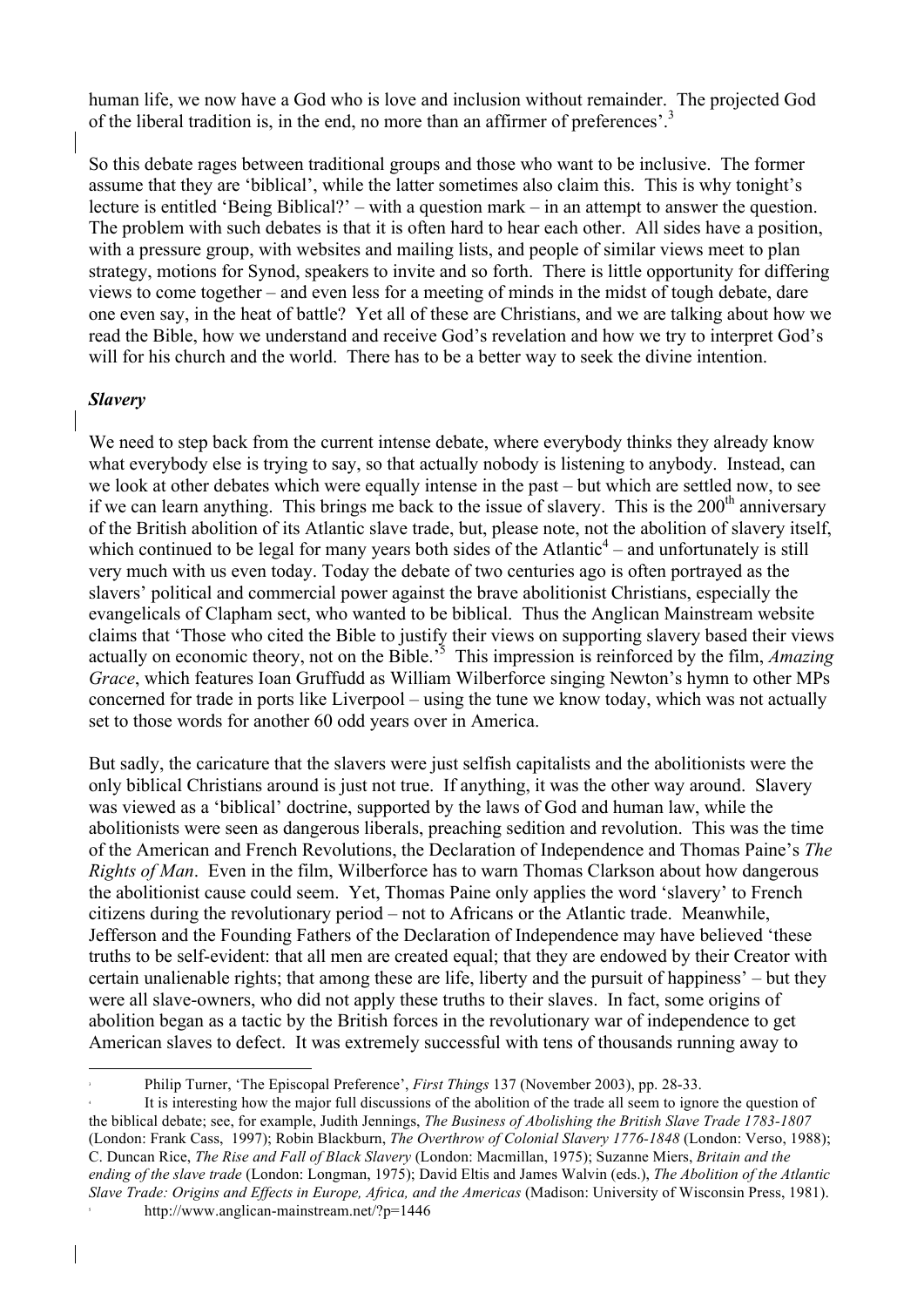human life, we now have a God who is love and inclusion without remainder. The projected God of the liberal tradition is, in the end, no more than an affirmer of preferences'.[3]

So this debate rages between traditional groups and those who want to be inclusive. The former assume that they are 'biblical', while the latter sometimes also claim this. This is why tonight's lecture is entitled 'Being Biblical?' – with a question mark – in an attempt to answer the question. The problem with such debates is that it is often hard to hear each other. All sides have a position, with a pressure group, with websites and mailing lists, and people of similar views meet to plan strategy, motions for Synod, speakers to invite and so forth. There is little opportunity for differing views to come together – and even less for a meeting of minds in the midst of tough debate, dare one even say, in the heat of battle? Yet all of these are Christians, and we are talking about how we read the Bible, how we understand and receive God's revelation and how we try to interpret God's will for his church and the world. There has to be a better way to seek the divine intention.

### *Slavery*

We need to step back from the current intense debate, where everybody thinks they already know what everybody else is trying to say, so that actually nobody is listening to anybody. Instead, can we look at other debates which were equally intense in the past – but which are settled now, to see if we can learn anything. This brings me back to the issue of slavery. This is the 200th anniversary of the British abolition of its Atlantic slave trade, but, please note, not the abolition of slavery itself, which continued to be legal for many years both sides of the Atlantic[4] – and unfortunately is still very much with us even today. Today the debate of two centuries ago is often portrayed as the slavers' political and commercial power against the brave abolitionist Christians, especially the evangelicals of Clapham sect, who wanted to be biblical. Thus the Anglican Mainstream website claims that 'Those who cited the Bible to justify their views on supporting slavery based their views actually on economic theory, not on the Bible.'[5] This impression is reinforced by the film, *Amazing Grace*, which features Ioan Gruffudd as William Wilberforce singing Newton's hymn to other MPs concerned for trade in ports like Liverpool – using the tune we know today, which was not actually set to those words for another 60 odd years over in America.

But sadly, the caricature that the slavers were just selfish capitalists and the abolitionists were the only biblical Christians around is just not true. If anything, it was the other way around. Slavery was viewed as a 'biblical' doctrine, supported by the laws of God and human law, while the abolitionists were seen as dangerous liberals, preaching sedition and revolution. This was the time of the American and French Revolutions, the Declaration of Independence and Thomas Paine's *The Rights of Man*. Even in the film, Wilberforce has to warn Thomas Clarkson about how dangerous the abolitionist cause could seem. Yet, Thomas Paine only applies the word 'slavery' to French citizens during the revolutionary period – not to Africans or the Atlantic trade. Meanwhile, Jefferson and the Founding Fathers of the Declaration of Independence may have believed 'these truths to be self-evident: that all men are created equal; that they are endowed by their Creator with certain unalienable rights; that among these are life, liberty and the pursuit of happiness' – but they were all slave-owners, who did not apply these truths to their slaves. In fact, some origins of abolition began as a tactic by the British forces in the revolutionary war of independence to get American slaves to defect. It was extremely successful with tens of thousands running away to

---

[3] Philip Turner, 'The Episcopal Preference', *First Things* 137 (November 2003), pp. 28-33.

[4] It is interesting how the major full discussions of the abolition of the trade all seem to ignore the question of the biblical debate; see, for example, Judith Jennings, *The Business of Abolishing the British Slave Trade 1783-1807* (London: Frank Cass, 1997); Robin Blackburn, *The Overthrow of Colonial Slavery 1776-1848* (London: Verso, 1988); C. Duncan Rice, *The Rise and Fall of Black Slavery* (London: Macmillan, 1975); Suzanne Miers, *Britain and the ending of the slave trade* (London: Longman, 1975); David Eltis and James Walvin (eds.), *The Abolition of the Atlantic Slave Trade: Origins and Effects in Europe, Africa, and the Americas* (Madison: University of Wisconsin Press, 1981).

[5] http://www.anglican-mainstream.net/?p=1446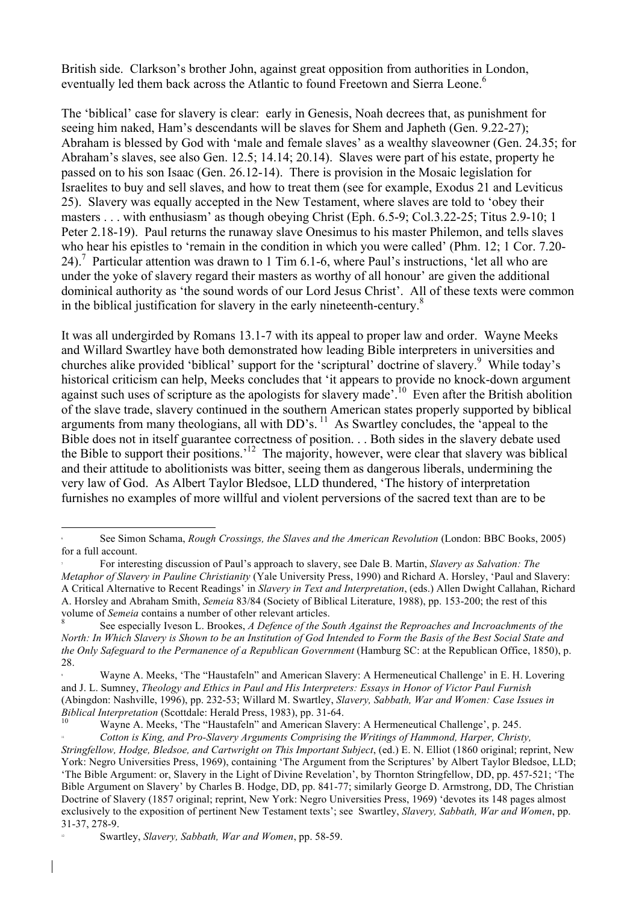British side. Clarkson's brother John, against great opposition from authorities in London, eventually led them back across the Atlantic to found Freetown and Sierra Leone.[6]

The 'biblical' case for slavery is clear: early in Genesis, Noah decrees that, as punishment for seeing him naked, Ham's descendants will be slaves for Shem and Japheth (Gen. 9.22-27); Abraham is blessed by God with 'male and female slaves' as a wealthy slaveowner (Gen. 24.35; for Abraham's slaves, see also Gen. 12.5; 14.14; 20.14). Slaves were part of his estate, property he passed on to his son Isaac (Gen. 26.12-14). There is provision in the Mosaic legislation for Israelites to buy and sell slaves, and how to treat them (see for example, Exodus 21 and Leviticus 25). Slavery was equally accepted in the New Testament, where slaves are told to 'obey their masters . . . with enthusiasm' as though obeying Christ (Eph. 6.5-9; Col.3.22-25; Titus 2.9-10; 1 Peter 2.18-19). Paul returns the runaway slave Onesimus to his master Philemon, and tells slaves who hear his epistles to 'remain in the condition in which you were called' (Phm. 12; 1 Cor. 7.20-24).[7] Particular attention was drawn to 1 Tim 6.1-6, where Paul's instructions, 'let all who are under the yoke of slavery regard their masters as worthy of all honour' are given the additional dominical authority as 'the sound words of our Lord Jesus Christ'. All of these texts were common in the biblical justification for slavery in the early nineteenth-century.[8]

It was all undergirded by Romans 13.1-7 with its appeal to proper law and order. Wayne Meeks and Willard Swartley have both demonstrated how leading Bible interpreters in universities and churches alike provided 'biblical' support for the 'scriptural' doctrine of slavery.[9] While today's historical criticism can help, Meeks concludes that 'it appears to provide no knock-down argument against such uses of scripture as the apologists for slavery made'.[10] Even after the British abolition of the slave trade, slavery continued in the southern American states properly supported by biblical arguments from many theologians, all with DD's.[11] As Swartley concludes, the 'appeal to the Bible does not in itself guarantee correctness of position. . . Both sides in the slavery debate used the Bible to support their positions.'[12] The majority, however, were clear that slavery was biblical and their attitude to abolitionists was bitter, seeing them as dangerous liberals, undermining the very law of God. As Albert Taylor Bledsoe, LLD thundered, 'The history of interpretation furnishes no examples of more willful and violent perversions of the sacred text than are to be

---

[6] See Simon Schama, *Rough Crossings, the Slaves and the American Revolution* (London: BBC Books, 2005) for a full account.

[7] For interesting discussion of Paul's approach to slavery, see Dale B. Martin, *Slavery as Salvation: The Metaphor of Slavery in Pauline Christianity* (Yale University Press, 1990) and Richard A. Horsley, 'Paul and Slavery: A Critical Alternative to Recent Readings' in *Slavery in Text and Interpretation*, (eds.) Allen Dwight Callahan, Richard A. Horsley and Abraham Smith, *Semeia* 83/84 (Society of Biblical Literature, 1988), pp. 153-200; the rest of this volume of *Semeia* contains a number of other relevant articles.

[8] See especially Iveson L. Brookes, *A Defence of the South Against the Reproaches and Incroachments of the North: In Which Slavery is Shown to be an Institution of God Intended to Form the Basis of the Best Social State and the Only Safeguard to the Permanence of a Republican Government* (Hamburg SC: at the Republican Office, 1850), p. 28.

[9] Wayne A. Meeks, 'The "Haustafeln" and American Slavery: A Hermeneutical Challenge' in E. H. Lovering and J. L. Sumney, *Theology and Ethics in Paul and His Interpreters: Essays in Honor of Victor Paul Furnish* (Abingdon: Nashville, 1996), pp. 232-53; Willard M. Swartley, *Slavery, Sabbath, War and Women: Case Issues in Biblical Interpretation* (Scottdale: Herald Press, 1983), pp. 31-64.

[10] Wayne A. Meeks, 'The "Haustafeln" and American Slavery: A Hermeneutical Challenge', p. 245.

[11] *Cotton is King, and Pro-Slavery Arguments Comprising the Writings of Hammond, Harper, Christy, Stringfellow, Hodge, Bledsoe, and Cartwright on This Important Subject*, (ed.) E. N. Elliot (1860 original; reprint, New York: Negro Universities Press, 1969), containing 'The Argument from the Scriptures' by Albert Taylor Bledsoe, LLD; 'The Bible Argument: or, Slavery in the Light of Divine Revelation', by Thornton Stringfellow, DD, pp. 457-521; 'The Bible Argument on Slavery' by Charles B. Hodge, DD, pp. 841-77; similarly George D. Armstrong, DD, The Christian Doctrine of Slavery (1857 original; reprint, New York: Negro Universities Press, 1969) 'devotes its 148 pages almost exclusively to the exposition of pertinent New Testament texts'; see Swartley, *Slavery, Sabbath, War and Women*, pp. 31-37, 278-9.

[12] Swartley, *Slavery, Sabbath, War and Women*, pp. 58-59.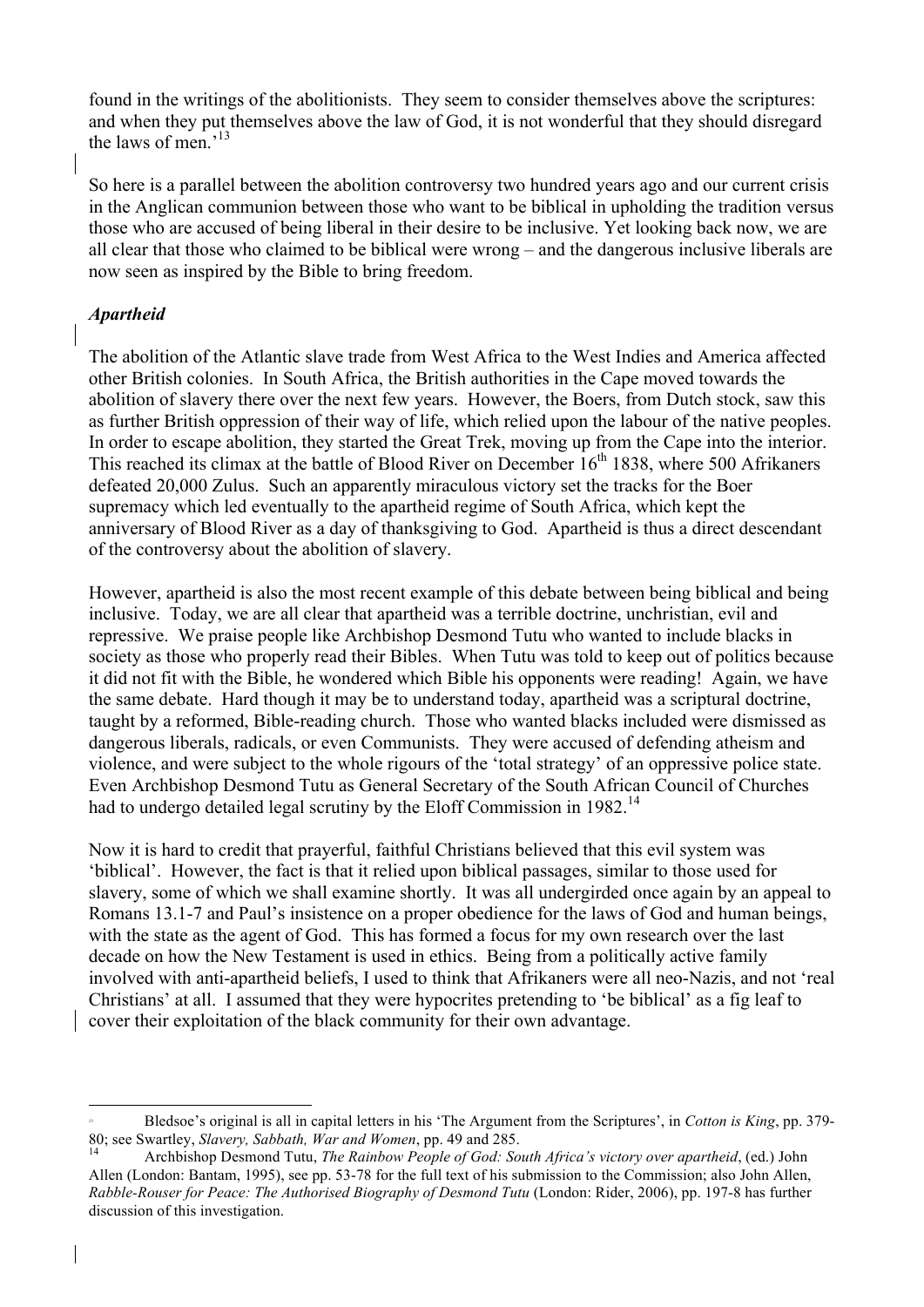found in the writings of the abolitionists. They seem to consider themselves above the scriptures: and when they put themselves above the law of God, it is not wonderful that they should disregard the laws of men.'[13]

So here is a parallel between the abolition controversy two hundred years ago and our current crisis in the Anglican communion between those who want to be biblical in upholding the tradition versus those who are accused of being liberal in their desire to be inclusive. Yet looking back now, we are all clear that those who claimed to be biblical were wrong – and the dangerous inclusive liberals are now seen as inspired by the Bible to bring freedom.

### *Apartheid*

The abolition of the Atlantic slave trade from West Africa to the West Indies and America affected other British colonies. In South Africa, the British authorities in the Cape moved towards the abolition of slavery there over the next few years. However, the Boers, from Dutch stock, saw this as further British oppression of their way of life, which relied upon the labour of the native peoples. In order to escape abolition, they started the Great Trek, moving up from the Cape into the interior. This reached its climax at the battle of Blood River on December 16th 1838, where 500 Afrikaners defeated 20,000 Zulus. Such an apparently miraculous victory set the tracks for the Boer supremacy which led eventually to the apartheid regime of South Africa, which kept the anniversary of Blood River as a day of thanksgiving to God. Apartheid is thus a direct descendant of the controversy about the abolition of slavery.

However, apartheid is also the most recent example of this debate between being biblical and being inclusive. Today, we are all clear that apartheid was a terrible doctrine, unchristian, evil and repressive. We praise people like Archbishop Desmond Tutu who wanted to include blacks in society as those who properly read their Bibles. When Tutu was told to keep out of politics because it did not fit with the Bible, he wondered which Bible his opponents were reading! Again, we have the same debate. Hard though it may be to understand today, apartheid was a scriptural doctrine, taught by a reformed, Bible-reading church. Those who wanted blacks included were dismissed as dangerous liberals, radicals, or even Communists. They were accused of defending atheism and violence, and were subject to the whole rigours of the 'total strategy' of an oppressive police state. Even Archbishop Desmond Tutu as General Secretary of the South African Council of Churches had to undergo detailed legal scrutiny by the Eloff Commission in 1982.[14]

Now it is hard to credit that prayerful, faithful Christians believed that this evil system was 'biblical'. However, the fact is that it relied upon biblical passages, similar to those used for slavery, some of which we shall examine shortly. It was all undergirded once again by an appeal to Romans 13.1-7 and Paul's insistence on a proper obedience for the laws of God and human beings, with the state as the agent of God. This has formed a focus for my own research over the last decade on how the New Testament is used in ethics. Being from a politically active family involved with anti-apartheid beliefs, I used to think that Afrikaners were all neo-Nazis, and not 'real Christians' at all. I assumed that they were hypocrites pretending to 'be biblical' as a fig leaf to cover their exploitation of the black community for their own advantage.

---

[13] Bledsoe's original is all in capital letters in his 'The Argument from the Scriptures', in *Cotton is King*, pp. 379-80; see Swartley, *Slavery, Sabbath, War and Women*, pp. 49 and 285.

[14] Archbishop Desmond Tutu, *The Rainbow People of God: South Africa's victory over apartheid*, (ed.) John Allen (London: Bantam, 1995), see pp. 53-78 for the full text of his submission to the Commission; also John Allen, *Rabble-Rouser for Peace: The Authorised Biography of Desmond Tutu* (London: Rider, 2006), pp. 197-8 has further discussion of this investigation.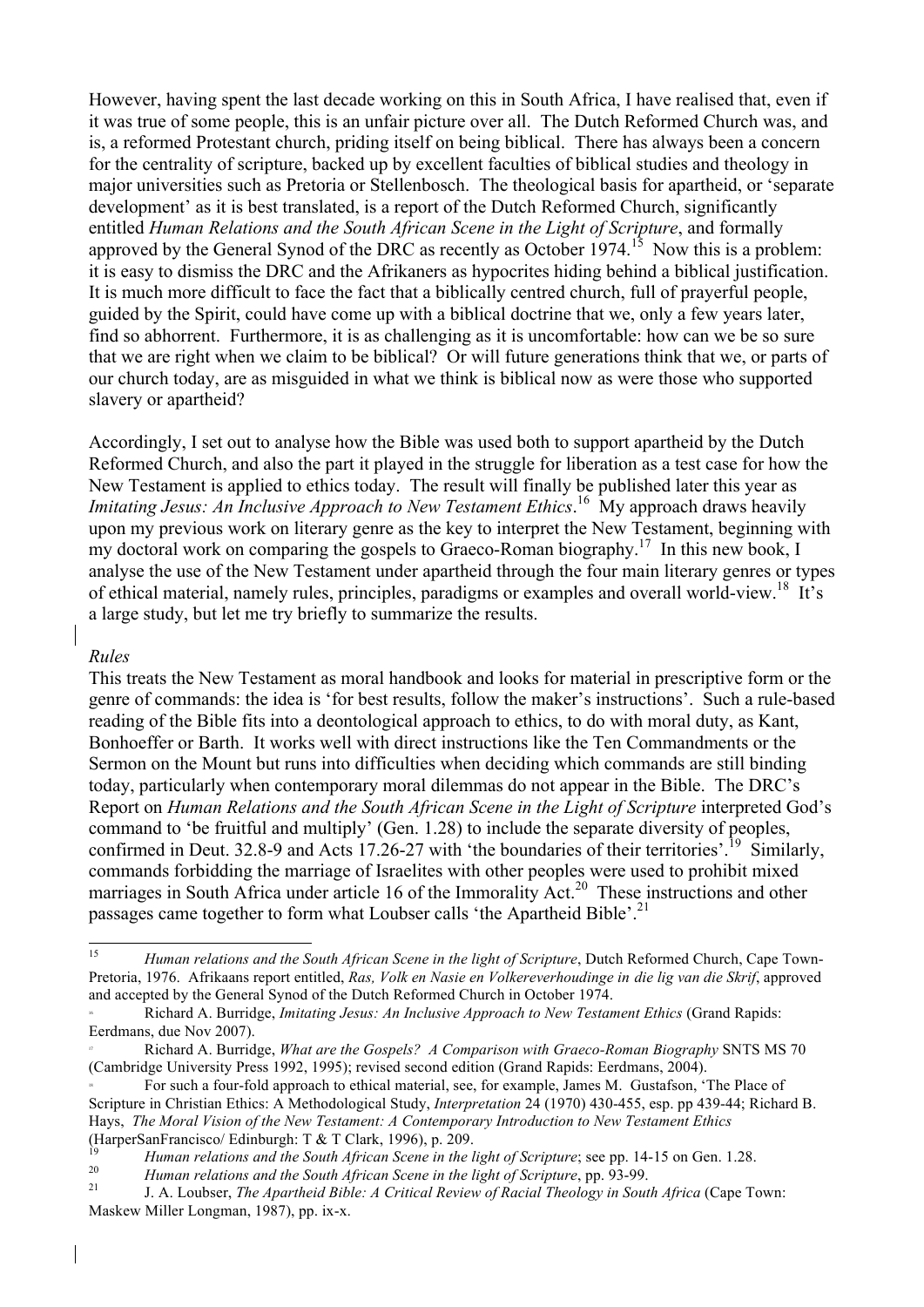However, having spent the last decade working on this in South Africa, I have realised that, even if it was true of some people, this is an unfair picture over all. The Dutch Reformed Church was, and is, a reformed Protestant church, priding itself on being biblical. There has always been a concern for the centrality of scripture, backed up by excellent faculties of biblical studies and theology in major universities such as Pretoria or Stellenbosch. The theological basis for apartheid, or 'separate development' as it is best translated, is a report of the Dutch Reformed Church, significantly entitled *Human Relations and the South African Scene in the Light of Scripture*, and formally approved by the General Synod of the DRC as recently as October 1974.[15] Now this is a problem: it is easy to dismiss the DRC and the Afrikaners as hypocrites hiding behind a biblical justification. It is much more difficult to face the fact that a biblically centred church, full of prayerful people, guided by the Spirit, could have come up with a biblical doctrine that we, only a few years later, find so abhorrent. Furthermore, it is as challenging as it is uncomfortable: how can we be so sure that we are right when we claim to be biblical? Or will future generations think that we, or parts of our church today, are as misguided in what we think is biblical now as were those who supported slavery or apartheid?

Accordingly, I set out to analyse how the Bible was used both to support apartheid by the Dutch Reformed Church, and also the part it played in the struggle for liberation as a test case for how the New Testament is applied to ethics today. The result will finally be published later this year as *Imitating Jesus: An Inclusive Approach to New Testament Ethics*.[16] My approach draws heavily upon my previous work on literary genre as the key to interpret the New Testament, beginning with my doctoral work on comparing the gospels to Graeco-Roman biography.[17] In this new book, I analyse the use of the New Testament under apartheid through the four main literary genres or types of ethical material, namely rules, principles, paradigms or examples and overall world-view.[18] It's a large study, but let me try briefly to summarize the results.

*Rules*

This treats the New Testament as moral handbook and looks for material in prescriptive form or the genre of commands: the idea is 'for best results, follow the maker's instructions'. Such a rule-based reading of the Bible fits into a deontological approach to ethics, to do with moral duty, as Kant, Bonhoeffer or Barth. It works well with direct instructions like the Ten Commandments or the Sermon on the Mount but runs into difficulties when deciding which commands are still binding today, particularly when contemporary moral dilemmas do not appear in the Bible. The DRC's Report on *Human Relations and the South African Scene in the Light of Scripture* interpreted God's command to 'be fruitful and multiply' (Gen. 1.28) to include the separate diversity of peoples, confirmed in Deut. 32.8-9 and Acts 17.26-27 with 'the boundaries of their territories'.[19] Similarly, commands forbidding the marriage of Israelites with other peoples were used to prohibit mixed marriages in South Africa under article 16 of the Immorality Act.[20] These instructions and other passages came together to form what Loubser calls 'the Apartheid Bible'.[21]

---

[15] *Human relations and the South African Scene in the light of Scripture*, Dutch Reformed Church, Cape Town-Pretoria, 1976. Afrikaans report entitled, *Ras, Volk en Nasie en Volkereverhoudinge in die lig van die Skrif*, approved and accepted by the General Synod of the Dutch Reformed Church in October 1974.

[16] Richard A. Burridge, *Imitating Jesus: An Inclusive Approach to New Testament Ethics* (Grand Rapids: Eerdmans, due Nov 2007).

[17] Richard A. Burridge, *What are the Gospels? A Comparison with Graeco-Roman Biography* SNTS MS 70 (Cambridge University Press 1992, 1995); revised second edition (Grand Rapids: Eerdmans, 2004).

[18] For such a four-fold approach to ethical material, see, for example, James M. Gustafson, 'The Place of Scripture in Christian Ethics: A Methodological Study, *Interpretation* 24 (1970) 430-455, esp. pp 439-44; Richard B. Hays, *The Moral Vision of the New Testament: A Contemporary Introduction to New Testament Ethics* (HarperSanFrancisco/ Edinburgh: T & T Clark, 1996), p. 209.

[19] *Human relations and the South African Scene in the light of Scripture*; see pp. 14-15 on Gen. 1.28.

[20] *Human relations and the South African Scene in the light of Scripture*, pp. 93-99.

[21] J. A. Loubser, *The Apartheid Bible: A Critical Review of Racial Theology in South Africa* (Cape Town: Maskew Miller Longman, 1987), pp. ix-x.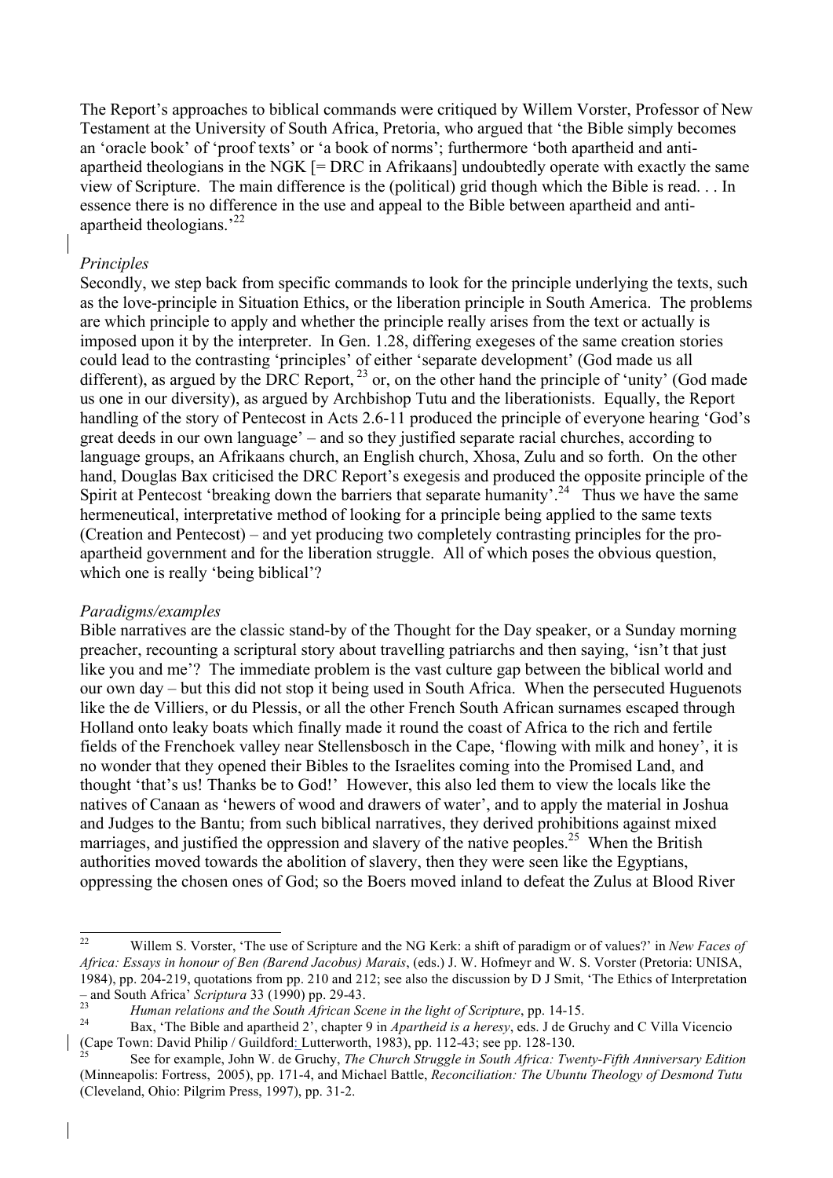The Report's approaches to biblical commands were critiqued by Willem Vorster, Professor of New Testament at the University of South Africa, Pretoria, who argued that 'the Bible simply becomes an 'oracle book' of 'proof texts' or 'a book of norms'; furthermore 'both apartheid and anti-apartheid theologians in the NGK [= DRC in Afrikaans] undoubtedly operate with exactly the same view of Scripture. The main difference is the (political) grid though which the Bible is read. . . In essence there is no difference in the use and appeal to the Bible between apartheid and anti-apartheid theologians.'[22]

*Principles*

Secondly, we step back from specific commands to look for the principle underlying the texts, such as the love-principle in Situation Ethics, or the liberation principle in South America. The problems are which principle to apply and whether the principle really arises from the text or actually is imposed upon it by the interpreter. In Gen. 1.28, differing exegeses of the same creation stories could lead to the contrasting 'principles' of either 'separate development' (God made us all different), as argued by the DRC Report, [23] or, on the other hand the principle of 'unity' (God made us one in our diversity), as argued by Archbishop Tutu and the liberationists. Equally, the Report handling of the story of Pentecost in Acts 2.6-11 produced the principle of everyone hearing 'God's great deeds in our own language' – and so they justified separate racial churches, according to language groups, an Afrikaans church, an English church, Xhosa, Zulu and so forth. On the other hand, Douglas Bax criticised the DRC Report's exegesis and produced the opposite principle of the Spirit at Pentecost 'breaking down the barriers that separate humanity'.[24] Thus we have the same hermeneutical, interpretative method of looking for a principle being applied to the same texts (Creation and Pentecost) – and yet producing two completely contrasting principles for the pro-apartheid government and for the liberation struggle. All of which poses the obvious question, which one is really 'being biblical'?

*Paradigms/examples*

Bible narratives are the classic stand-by of the Thought for the Day speaker, or a Sunday morning preacher, recounting a scriptural story about travelling patriarchs and then saying, 'isn't that just like you and me'? The immediate problem is the vast culture gap between the biblical world and our own day – but this did not stop it being used in South Africa. When the persecuted Huguenots like the de Villiers, or du Plessis, or all the other French South African surnames escaped through Holland onto leaky boats which finally made it round the coast of Africa to the rich and fertile fields of the Frenchoek valley near Stellensbosch in the Cape, 'flowing with milk and honey', it is no wonder that they opened their Bibles to the Israelites coming into the Promised Land, and thought 'that's us! Thanks be to God!' However, this also led them to view the locals like the natives of Canaan as 'hewers of wood and drawers of water', and to apply the material in Joshua and Judges to the Bantu; from such biblical narratives, they derived prohibitions against mixed marriages, and justified the oppression and slavery of the native peoples.[25] When the British authorities moved towards the abolition of slavery, then they were seen like the Egyptians, oppressing the chosen ones of God; so the Boers moved inland to defeat the Zulus at Blood River

---

[22] Willem S. Vorster, 'The use of Scripture and the NG Kerk: a shift of paradigm or of values?' in *New Faces of Africa: Essays in honour of Ben (Barend Jacobus) Marais*, (eds.) J. W. Hofmeyr and W. S. Vorster (Pretoria: UNISA, 1984), pp. 204-219, quotations from pp. 210 and 212; see also the discussion by D J Smit, 'The Ethics of Interpretation – and South Africa' *Scriptura* 33 (1990) pp. 29-43.

[23] *Human relations and the South African Scene in the light of Scripture*, pp. 14-15.

[24] Bax, 'The Bible and apartheid 2', chapter 9 in *Apartheid is a heresy*, eds. J de Gruchy and C Villa Vicencio (Cape Town: David Philip / Guildford: Lutterworth, 1983), pp. 112-43; see pp. 128-130.

[25] See for example, John W. de Gruchy, *The Church Struggle in South Africa: Twenty-Fifth Anniversary Edition* (Minneapolis: Fortress, 2005), pp. 171-4, and Michael Battle, *Reconciliation: The Ubuntu Theology of Desmond Tutu* (Cleveland, Ohio: Pilgrim Press, 1997), pp. 31-2.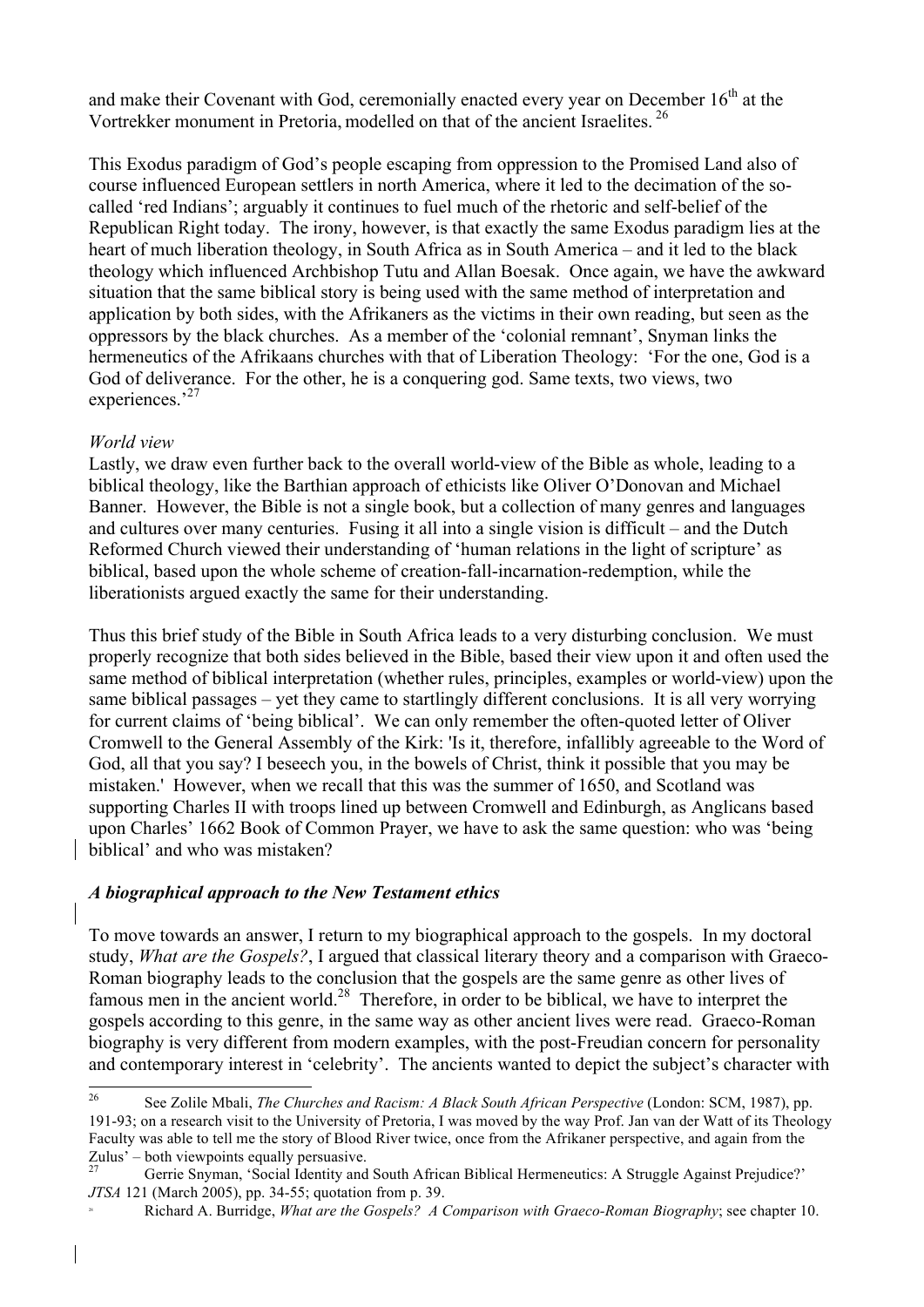and make their Covenant with God, ceremonially enacted every year on December 16th at the Vortrekker monument in Pretoria, modelled on that of the ancient Israelites. [26]

This Exodus paradigm of God's people escaping from oppression to the Promised Land also of course influenced European settlers in north America, where it led to the decimation of the so-called 'red Indians'; arguably it continues to fuel much of the rhetoric and self-belief of the Republican Right today. The irony, however, is that exactly the same Exodus paradigm lies at the heart of much liberation theology, in South Africa as in South America – and it led to the black theology which influenced Archbishop Tutu and Allan Boesak. Once again, we have the awkward situation that the same biblical story is being used with the same method of interpretation and application by both sides, with the Afrikaners as the victims in their own reading, but seen as the oppressors by the black churches. As a member of the 'colonial remnant', Snyman links the hermeneutics of the Afrikaans churches with that of Liberation Theology: 'For the one, God is a God of deliverance. For the other, he is a conquering god. Same texts, two views, two experiences.'[27]

*World view*

Lastly, we draw even further back to the overall world-view of the Bible as whole, leading to a biblical theology, like the Barthian approach of ethicists like Oliver O'Donovan and Michael Banner. However, the Bible is not a single book, but a collection of many genres and languages and cultures over many centuries. Fusing it all into a single vision is difficult – and the Dutch Reformed Church viewed their understanding of 'human relations in the light of scripture' as biblical, based upon the whole scheme of creation-fall-incarnation-redemption, while the liberationists argued exactly the same for their understanding.

Thus this brief study of the Bible in South Africa leads to a very disturbing conclusion. We must properly recognize that both sides believed in the Bible, based their view upon it and often used the same method of biblical interpretation (whether rules, principles, examples or world-view) upon the same biblical passages – yet they came to startlingly different conclusions. It is all very worrying for current claims of 'being biblical'. We can only remember the often-quoted letter of Oliver Cromwell to the General Assembly of the Kirk: 'Is it, therefore, infallibly agreeable to the Word of God, all that you say? I beseech you, in the bowels of Christ, think it possible that you may be mistaken.' However, when we recall that this was the summer of 1650, and Scotland was supporting Charles II with troops lined up between Cromwell and Edinburgh, as Anglicans based upon Charles' 1662 Book of Common Prayer, we have to ask the same question: who was 'being biblical' and who was mistaken?

***A biographical approach to the New Testament ethics***

To move towards an answer, I return to my biographical approach to the gospels. In my doctoral study, *What are the Gospels?*, I argued that classical literary theory and a comparison with Graeco-Roman biography leads to the conclusion that the gospels are the same genre as other lives of famous men in the ancient world.[28] Therefore, in order to be biblical, we have to interpret the gospels according to this genre, in the same way as other ancient lives were read. Graeco-Roman biography is very different from modern examples, with the post-Freudian concern for personality and contemporary interest in 'celebrity'. The ancients wanted to depict the subject's character with

---

[26] See Zolile Mbali, *The Churches and Racism: A Black South African Perspective* (London: SCM, 1987), pp. 191-93; on a research visit to the University of Pretoria, I was moved by the way Prof. Jan van der Watt of its Theology Faculty was able to tell me the story of Blood River twice, once from the Afrikaner perspective, and again from the Zulus' – both viewpoints equally persuasive.

[27] Gerrie Snyman, 'Social Identity and South African Biblical Hermeneutics: A Struggle Against Prejudice?' *JTSA* 121 (March 2005), pp. 34-55; quotation from p. 39.

[28] Richard A. Burridge, *What are the Gospels? A Comparison with Graeco-Roman Biography*; see chapter 10.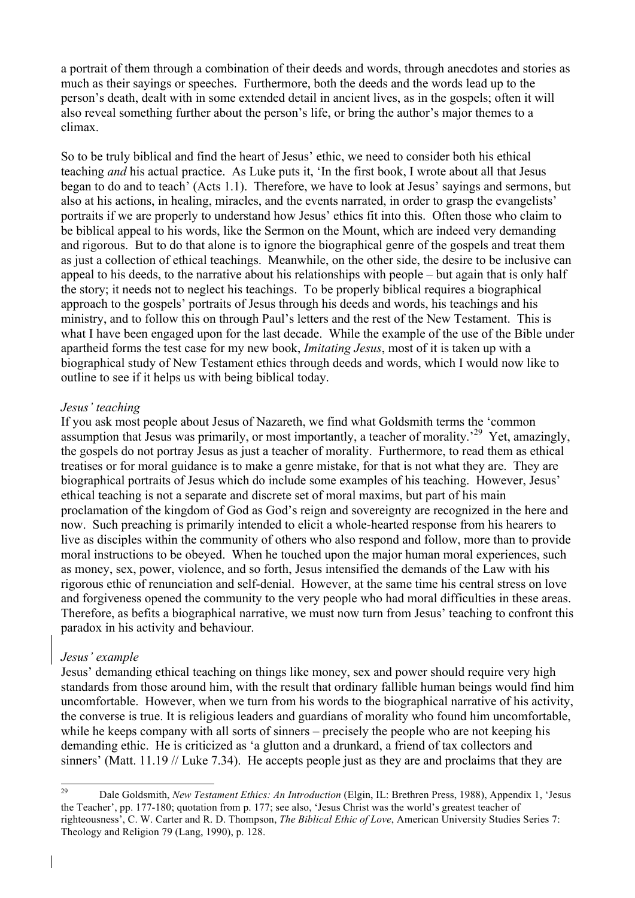a portrait of them through a combination of their deeds and words, through anecdotes and stories as much as their sayings or speeches. Furthermore, both the deeds and the words lead up to the person's death, dealt with in some extended detail in ancient lives, as in the gospels; often it will also reveal something further about the person's life, or bring the author's major themes to a climax.

So to be truly biblical and find the heart of Jesus' ethic, we need to consider both his ethical teaching *and* his actual practice. As Luke puts it, 'In the first book, I wrote about all that Jesus began to do and to teach' (Acts 1.1). Therefore, we have to look at Jesus' sayings and sermons, but also at his actions, in healing, miracles, and the events narrated, in order to grasp the evangelists' portraits if we are properly to understand how Jesus' ethics fit into this. Often those who claim to be biblical appeal to his words, like the Sermon on the Mount, which are indeed very demanding and rigorous. But to do that alone is to ignore the biographical genre of the gospels and treat them as just a collection of ethical teachings. Meanwhile, on the other side, the desire to be inclusive can appeal to his deeds, to the narrative about his relationships with people – but again that is only half the story; it needs not to neglect his teachings. To be properly biblical requires a biographical approach to the gospels' portraits of Jesus through his deeds and words, his teachings and his ministry, and to follow this on through Paul's letters and the rest of the New Testament. This is what I have been engaged upon for the last decade. While the example of the use of the Bible under apartheid forms the test case for my new book, *Imitating Jesus*, most of it is taken up with a biographical study of New Testament ethics through deeds and words, which I would now like to outline to see if it helps us with being biblical today.

*Jesus' teaching*

If you ask most people about Jesus of Nazareth, we find what Goldsmith terms the 'common assumption that Jesus was primarily, or most importantly, a teacher of morality.'[29] Yet, amazingly, the gospels do not portray Jesus as just a teacher of morality. Furthermore, to read them as ethical treatises or for moral guidance is to make a genre mistake, for that is not what they are. They are biographical portraits of Jesus which do include some examples of his teaching. However, Jesus' ethical teaching is not a separate and discrete set of moral maxims, but part of his main proclamation of the kingdom of God as God's reign and sovereignty are recognized in the here and now. Such preaching is primarily intended to elicit a whole-hearted response from his hearers to live as disciples within the community of others who also respond and follow, more than to provide moral instructions to be obeyed. When he touched upon the major human moral experiences, such as money, sex, power, violence, and so forth, Jesus intensified the demands of the Law with his rigorous ethic of renunciation and self-denial. However, at the same time his central stress on love and forgiveness opened the community to the very people who had moral difficulties in these areas. Therefore, as befits a biographical narrative, we must now turn from Jesus' teaching to confront this paradox in his activity and behaviour.

*Jesus' example*

Jesus' demanding ethical teaching on things like money, sex and power should require very high standards from those around him, with the result that ordinary fallible human beings would find him uncomfortable. However, when we turn from his words to the biographical narrative of his activity, the converse is true. It is religious leaders and guardians of morality who found him uncomfortable, while he keeps company with all sorts of sinners – precisely the people who are not keeping his demanding ethic. He is criticized as 'a glutton and a drunkard, a friend of tax collectors and sinners' (Matt. 11.19 // Luke 7.34). He accepts people just as they are and proclaims that they are

---

[29] Dale Goldsmith, *New Testament Ethics: An Introduction* (Elgin, IL: Brethren Press, 1988), Appendix 1, 'Jesus the Teacher', pp. 177-180; quotation from p. 177; see also, 'Jesus Christ was the world's greatest teacher of righteousness', C. W. Carter and R. D. Thompson, *The Biblical Ethic of Love*, American University Studies Series 7: Theology and Religion 79 (Lang, 1990), p. 128.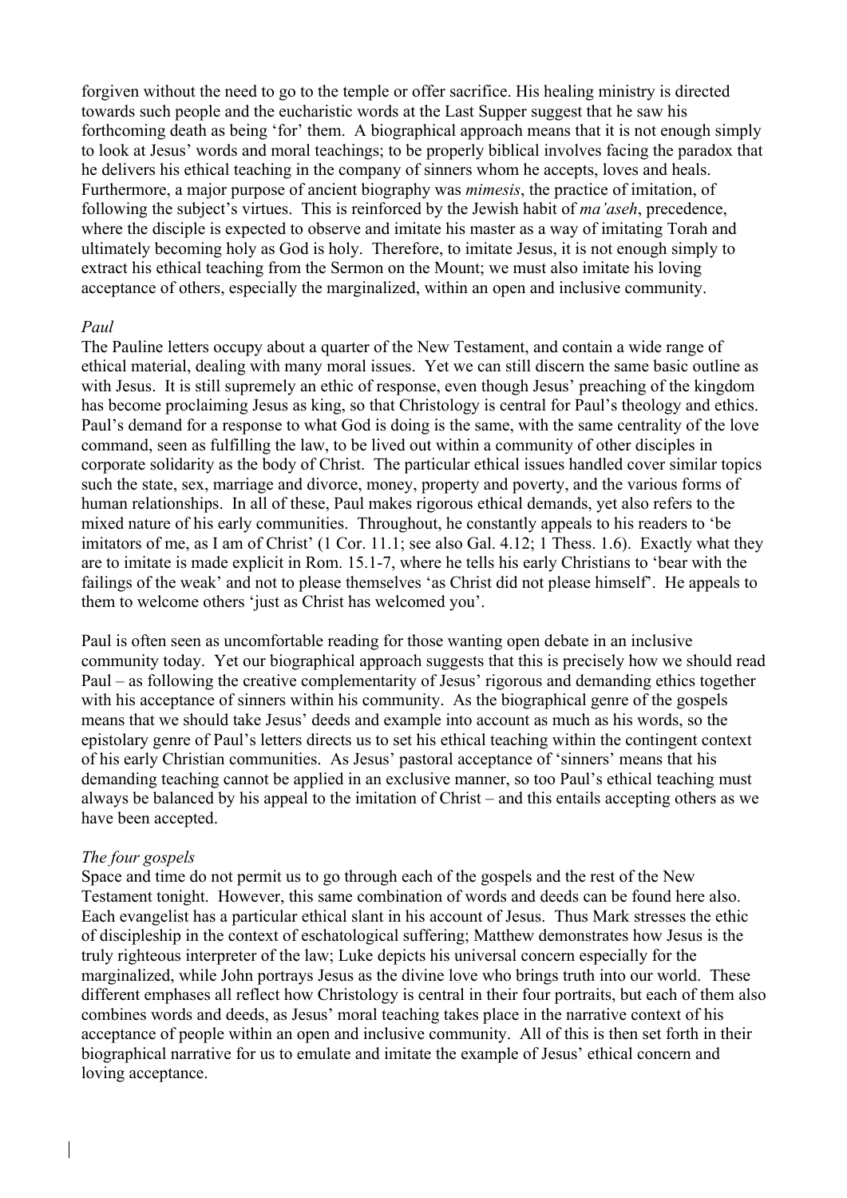forgiven without the need to go to the temple or offer sacrifice. His healing ministry is directed towards such people and the eucharistic words at the Last Supper suggest that he saw his forthcoming death as being 'for' them. A biographical approach means that it is not enough simply to look at Jesus' words and moral teachings; to be properly biblical involves facing the paradox that he delivers his ethical teaching in the company of sinners whom he accepts, loves and heals. Furthermore, a major purpose of ancient biography was *mimesis*, the practice of imitation, of following the subject's virtues. This is reinforced by the Jewish habit of *ma'aseh*, precedence, where the disciple is expected to observe and imitate his master as a way of imitating Torah and ultimately becoming holy as God is holy. Therefore, to imitate Jesus, it is not enough simply to extract his ethical teaching from the Sermon on the Mount; we must also imitate his loving acceptance of others, especially the marginalized, within an open and inclusive community.

*Paul*

The Pauline letters occupy about a quarter of the New Testament, and contain a wide range of ethical material, dealing with many moral issues. Yet we can still discern the same basic outline as with Jesus. It is still supremely an ethic of response, even though Jesus' preaching of the kingdom has become proclaiming Jesus as king, so that Christology is central for Paul's theology and ethics. Paul's demand for a response to what God is doing is the same, with the same centrality of the love command, seen as fulfilling the law, to be lived out within a community of other disciples in corporate solidarity as the body of Christ. The particular ethical issues handled cover similar topics such the state, sex, marriage and divorce, money, property and poverty, and the various forms of human relationships. In all of these, Paul makes rigorous ethical demands, yet also refers to the mixed nature of his early communities. Throughout, he constantly appeals to his readers to 'be imitators of me, as I am of Christ' (1 Cor. 11.1; see also Gal. 4.12; 1 Thess. 1.6). Exactly what they are to imitate is made explicit in Rom. 15.1-7, where he tells his early Christians to 'bear with the failings of the weak' and not to please themselves 'as Christ did not please himself'. He appeals to them to welcome others 'just as Christ has welcomed you'.

Paul is often seen as uncomfortable reading for those wanting open debate in an inclusive community today. Yet our biographical approach suggests that this is precisely how we should read Paul – as following the creative complementarity of Jesus' rigorous and demanding ethics together with his acceptance of sinners within his community. As the biographical genre of the gospels means that we should take Jesus' deeds and example into account as much as his words, so the epistolary genre of Paul's letters directs us to set his ethical teaching within the contingent context of his early Christian communities. As Jesus' pastoral acceptance of 'sinners' means that his demanding teaching cannot be applied in an exclusive manner, so too Paul's ethical teaching must always be balanced by his appeal to the imitation of Christ – and this entails accepting others as we have been accepted.

*The four gospels*

Space and time do not permit us to go through each of the gospels and the rest of the New Testament tonight. However, this same combination of words and deeds can be found here also. Each evangelist has a particular ethical slant in his account of Jesus. Thus Mark stresses the ethic of discipleship in the context of eschatological suffering; Matthew demonstrates how Jesus is the truly righteous interpreter of the law; Luke depicts his universal concern especially for the marginalized, while John portrays Jesus as the divine love who brings truth into our world. These different emphases all reflect how Christology is central in their four portraits, but each of them also combines words and deeds, as Jesus' moral teaching takes place in the narrative context of his acceptance of people within an open and inclusive community. All of this is then set forth in their biographical narrative for us to emulate and imitate the example of Jesus' ethical concern and loving acceptance.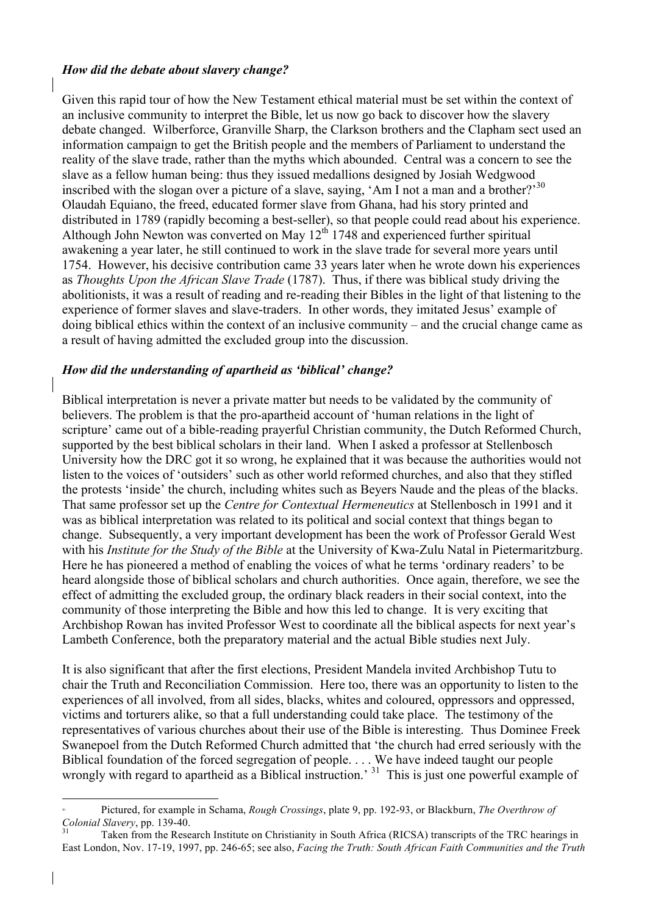### *How did the debate about slavery change?*

Given this rapid tour of how the New Testament ethical material must be set within the context of an inclusive community to interpret the Bible, let us now go back to discover how the slavery debate changed. Wilberforce, Granville Sharp, the Clarkson brothers and the Clapham sect used an information campaign to get the British people and the members of Parliament to understand the reality of the slave trade, rather than the myths which abounded. Central was a concern to see the slave as a fellow human being: thus they issued medallions designed by Josiah Wedgwood inscribed with the slogan over a picture of a slave, saying, 'Am I not a man and a brother?'[30] Olaudah Equiano, the freed, educated former slave from Ghana, had his story printed and distributed in 1789 (rapidly becoming a best-seller), so that people could read about his experience. Although John Newton was converted on May 12th 1748 and experienced further spiritual awakening a year later, he still continued to work in the slave trade for several more years until 1754. However, his decisive contribution came 33 years later when he wrote down his experiences as *Thoughts Upon the African Slave Trade* (1787). Thus, if there was biblical study driving the abolitionists, it was a result of reading and re-reading their Bibles in the light of that listening to the experience of former slaves and slave-traders. In other words, they imitated Jesus' example of doing biblical ethics within the context of an inclusive community – and the crucial change came as a result of having admitted the excluded group into the discussion.

### *How did the understanding of apartheid as 'biblical' change?*

Biblical interpretation is never a private matter but needs to be validated by the community of believers. The problem is that the pro-apartheid account of 'human relations in the light of scripture' came out of a bible-reading prayerful Christian community, the Dutch Reformed Church, supported by the best biblical scholars in their land. When I asked a professor at Stellenbosch University how the DRC got it so wrong, he explained that it was because the authorities would not listen to the voices of 'outsiders' such as other world reformed churches, and also that they stifled the protests 'inside' the church, including whites such as Beyers Naude and the pleas of the blacks. That same professor set up the *Centre for Contextual Hermeneutics* at Stellenbosch in 1991 and it was as biblical interpretation was related to its political and social context that things began to change. Subsequently, a very important development has been the work of Professor Gerald West with his *Institute for the Study of the Bible* at the University of Kwa-Zulu Natal in Pietermaritzburg. Here he has pioneered a method of enabling the voices of what he terms 'ordinary readers' to be heard alongside those of biblical scholars and church authorities. Once again, therefore, we see the effect of admitting the excluded group, the ordinary black readers in their social context, into the community of those interpreting the Bible and how this led to change. It is very exciting that Archbishop Rowan has invited Professor West to coordinate all the biblical aspects for next year's Lambeth Conference, both the preparatory material and the actual Bible studies next July.

It is also significant that after the first elections, President Mandela invited Archbishop Tutu to chair the Truth and Reconciliation Commission. Here too, there was an opportunity to listen to the experiences of all involved, from all sides, blacks, whites and coloured, oppressors and oppressed, victims and torturers alike, so that a full understanding could take place. The testimony of the representatives of various churches about their use of the Bible is interesting. Thus Dominee Freek Swanepoel from the Dutch Reformed Church admitted that 'the church had erred seriously with the Biblical foundation of the forced segregation of people. . . . We have indeed taught our people wrongly with regard to apartheid as a Biblical instruction.'[31] This is just one powerful example of

---

[30] Pictured, for example in Schama, *Rough Crossings*, plate 9, pp. 192-93, or Blackburn, *The Overthrow of Colonial Slavery*, pp. 139-40.

[31] Taken from the Research Institute on Christianity in South Africa (RICSA) transcripts of the TRC hearings in East London, Nov. 17-19, 1997, pp. 246-65; see also, *Facing the Truth: South African Faith Communities and the Truth*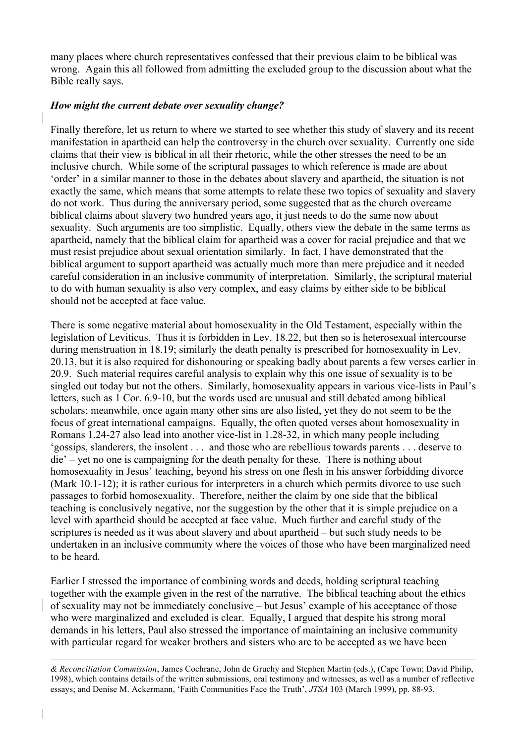many places where church representatives confessed that their previous claim to be biblical was wrong. Again this all followed from admitting the excluded group to the discussion about what the Bible really says.

### *How might the current debate over sexuality change?*

Finally therefore, let us return to where we started to see whether this study of slavery and its recent manifestation in apartheid can help the controversy in the church over sexuality. Currently one side claims that their view is biblical in all their rhetoric, while the other stresses the need to be an inclusive church. While some of the scriptural passages to which reference is made are about 'order' in a similar manner to those in the debates about slavery and apartheid, the situation is not exactly the same, which means that some attempts to relate these two topics of sexuality and slavery do not work. Thus during the anniversary period, some suggested that as the church overcame biblical claims about slavery two hundred years ago, it just needs to do the same now about sexuality. Such arguments are too simplistic. Equally, others view the debate in the same terms as apartheid, namely that the biblical claim for apartheid was a cover for racial prejudice and that we must resist prejudice about sexual orientation similarly. In fact, I have demonstrated that the biblical argument to support apartheid was actually much more than mere prejudice and it needed careful consideration in an inclusive community of interpretation. Similarly, the scriptural material to do with human sexuality is also very complex, and easy claims by either side to be biblical should not be accepted at face value.

There is some negative material about homosexuality in the Old Testament, especially within the legislation of Leviticus. Thus it is forbidden in Lev. 18.22, but then so is heterosexual intercourse during menstruation in 18.19; similarly the death penalty is prescribed for homosexuality in Lev. 20.13, but it is also required for dishonouring or speaking badly about parents a few verses earlier in 20.9. Such material requires careful analysis to explain why this one issue of sexuality is to be singled out today but not the others. Similarly, homosexuality appears in various vice-lists in Paul's letters, such as 1 Cor. 6.9-10, but the words used are unusual and still debated among biblical scholars; meanwhile, once again many other sins are also listed, yet they do not seem to be the focus of great international campaigns. Equally, the often quoted verses about homosexuality in Romans 1.24-27 also lead into another vice-list in 1.28-32, in which many people including 'gossips, slanderers, the insolent . . . and those who are rebellious towards parents . . . deserve to die' – yet no one is campaigning for the death penalty for these. There is nothing about homosexuality in Jesus' teaching, beyond his stress on one flesh in his answer forbidding divorce (Mark 10.1-12); it is rather curious for interpreters in a church which permits divorce to use such passages to forbid homosexuality. Therefore, neither the claim by one side that the biblical teaching is conclusively negative, nor the suggestion by the other that it is simple prejudice on a level with apartheid should be accepted at face value. Much further and careful study of the scriptures is needed as it was about slavery and about apartheid – but such study needs to be undertaken in an inclusive community where the voices of those who have been marginalized need to be heard.

Earlier I stressed the importance of combining words and deeds, holding scriptural teaching together with the example given in the rest of the narrative. The biblical teaching about the ethics of sexuality may not be immediately conclusive – but Jesus' example of his acceptance of those who were marginalized and excluded is clear. Equally, I argued that despite his strong moral demands in his letters, Paul also stressed the importance of maintaining an inclusive community with particular regard for weaker brothers and sisters who are to be accepted as we have been

*& Reconciliation Commission*, James Cochrane, John de Gruchy and Stephen Martin (eds.), (Cape Town; David Philip, 1998), which contains details of the written submissions, oral testimony and witnesses, as well as a number of reflective essays; and Denise M. Ackermann, 'Faith Communities Face the Truth', *JTSA* 103 (March 1999), pp. 88-93.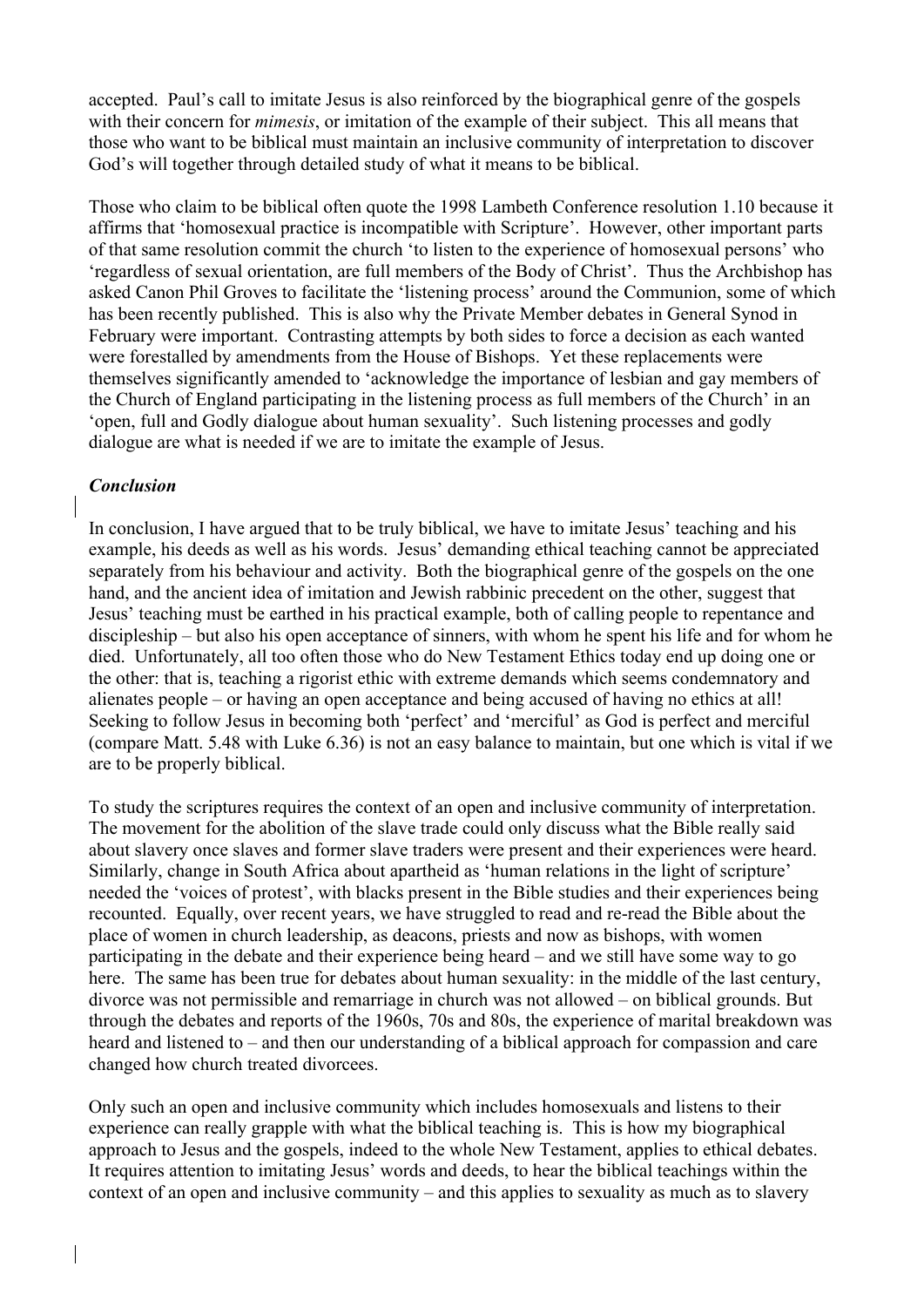accepted. Paul's call to imitate Jesus is also reinforced by the biographical genre of the gospels with their concern for *mimesis*, or imitation of the example of their subject. This all means that those who want to be biblical must maintain an inclusive community of interpretation to discover God's will together through detailed study of what it means to be biblical.

Those who claim to be biblical often quote the 1998 Lambeth Conference resolution 1.10 because it affirms that 'homosexual practice is incompatible with Scripture'. However, other important parts of that same resolution commit the church 'to listen to the experience of homosexual persons' who 'regardless of sexual orientation, are full members of the Body of Christ'. Thus the Archbishop has asked Canon Phil Groves to facilitate the 'listening process' around the Communion, some of which has been recently published. This is also why the Private Member debates in General Synod in February were important. Contrasting attempts by both sides to force a decision as each wanted were forestalled by amendments from the House of Bishops. Yet these replacements were themselves significantly amended to 'acknowledge the importance of lesbian and gay members of the Church of England participating in the listening process as full members of the Church' in an 'open, full and Godly dialogue about human sexuality'. Such listening processes and godly dialogue are what is needed if we are to imitate the example of Jesus.

### ***Conclusion***

In conclusion, I have argued that to be truly biblical, we have to imitate Jesus' teaching and his example, his deeds as well as his words. Jesus' demanding ethical teaching cannot be appreciated separately from his behaviour and activity. Both the biographical genre of the gospels on the one hand, and the ancient idea of imitation and Jewish rabbinic precedent on the other, suggest that Jesus' teaching must be earthed in his practical example, both of calling people to repentance and discipleship – but also his open acceptance of sinners, with whom he spent his life and for whom he died. Unfortunately, all too often those who do New Testament Ethics today end up doing one or the other: that is, teaching a rigorist ethic with extreme demands which seems condemnatory and alienates people – or having an open acceptance and being accused of having no ethics at all! Seeking to follow Jesus in becoming both 'perfect' and 'merciful' as God is perfect and merciful (compare Matt. 5.48 with Luke 6.36) is not an easy balance to maintain, but one which is vital if we are to be properly biblical.

To study the scriptures requires the context of an open and inclusive community of interpretation. The movement for the abolition of the slave trade could only discuss what the Bible really said about slavery once slaves and former slave traders were present and their experiences were heard. Similarly, change in South Africa about apartheid as 'human relations in the light of scripture' needed the 'voices of protest', with blacks present in the Bible studies and their experiences being recounted. Equally, over recent years, we have struggled to read and re-read the Bible about the place of women in church leadership, as deacons, priests and now as bishops, with women participating in the debate and their experience being heard – and we still have some way to go here. The same has been true for debates about human sexuality: in the middle of the last century, divorce was not permissible and remarriage in church was not allowed – on biblical grounds. But through the debates and reports of the 1960s, 70s and 80s, the experience of marital breakdown was heard and listened to – and then our understanding of a biblical approach for compassion and care changed how church treated divorcees.

Only such an open and inclusive community which includes homosexuals and listens to their experience can really grapple with what the biblical teaching is. This is how my biographical approach to Jesus and the gospels, indeed to the whole New Testament, applies to ethical debates. It requires attention to imitating Jesus' words and deeds, to hear the biblical teachings within the context of an open and inclusive community – and this applies to sexuality as much as to slavery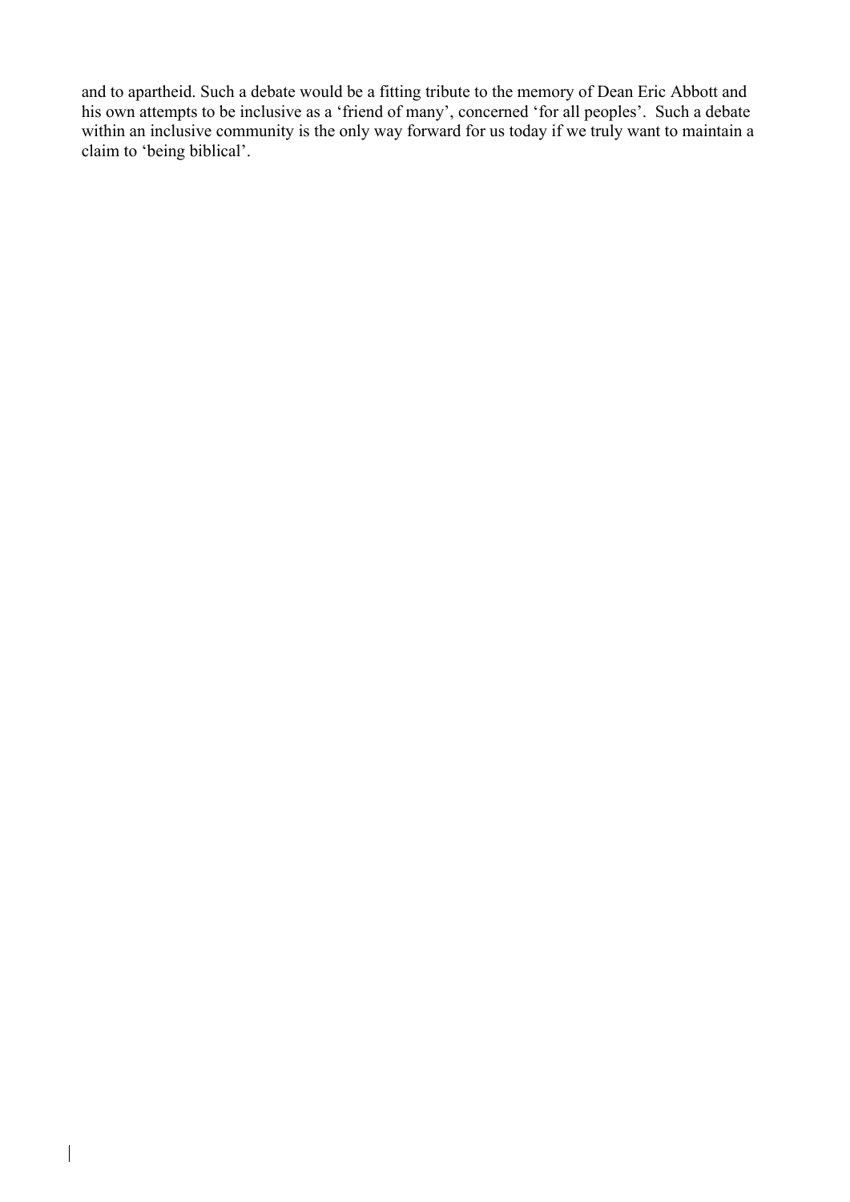and to apartheid. Such a debate would be a fitting tribute to the memory of Dean Eric Abbott and his own attempts to be inclusive as a 'friend of many', concerned 'for all peoples'. Such a debate within an inclusive community is the only way forward for us today if we truly want to maintain a claim to 'being biblical'.